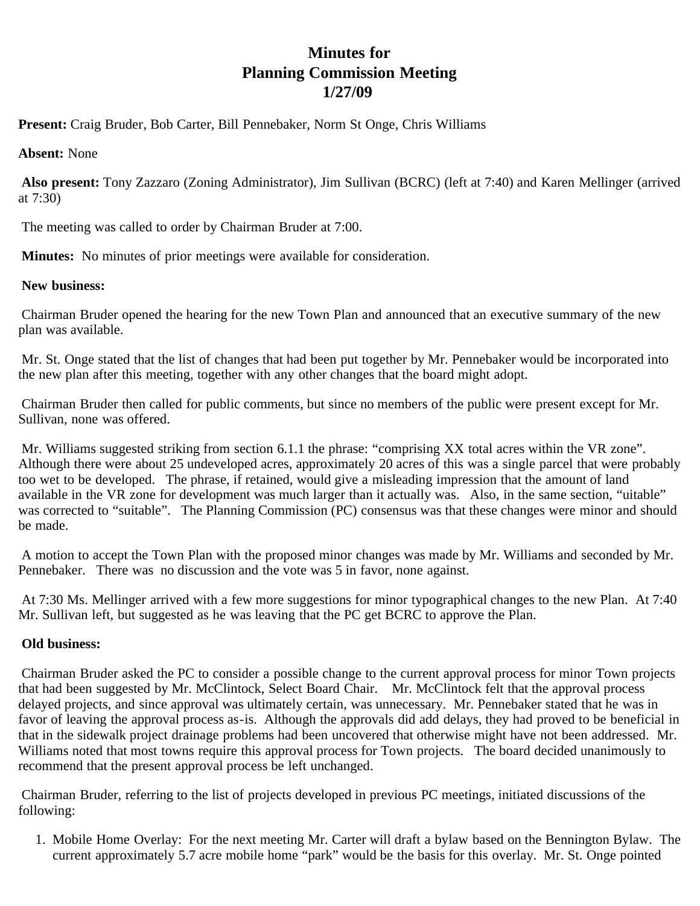# Minutes for
# Planning Commission Meeting
# 1/27/09

**Present:** Craig Bruder, Bob Carter, Bill Pennebaker, Norm St Onge, Chris Williams

**Absent:** None

**Also present:** Tony Zazzaro (Zoning Administrator), Jim Sullivan (BCRC) (left at 7:40) and Karen Mellinger (arrived at 7:30)

The meeting was called to order by Chairman Bruder at 7:00.

**Minutes:** No minutes of prior meetings were available for consideration.

**New business:**

Chairman Bruder opened the hearing for the new Town Plan and announced that an executive summary of the new plan was available.

Mr. St. Onge stated that the list of changes that had been put together by Mr. Pennebaker would be incorporated into the new plan after this meeting, together with any other changes that the board might adopt.

Chairman Bruder then called for public comments, but since no members of the public were present except for Mr. Sullivan, none was offered.

Mr. Williams suggested striking from section 6.1.1 the phrase: "comprising XX total acres within the VR zone". Although there were about 25 undeveloped acres, approximately 20 acres of this was a single parcel that were probably too wet to be developed. The phrase, if retained, would give a misleading impression that the amount of land available in the VR zone for development was much larger than it actually was. Also, in the same section, "uitable" was corrected to "suitable". The Planning Commission (PC) consensus was that these changes were minor and should be made.

A motion to accept the Town Plan with the proposed minor changes was made by Mr. Williams and seconded by Mr. Pennebaker. There was no discussion and the vote was 5 in favor, none against.

At 7:30 Ms. Mellinger arrived with a few more suggestions for minor typographical changes to the new Plan. At 7:40 Mr. Sullivan left, but suggested as he was leaving that the PC get BCRC to approve the Plan.

**Old business:**

Chairman Bruder asked the PC to consider a possible change to the current approval process for minor Town projects that had been suggested by Mr. McClintock, Select Board Chair. Mr. McClintock felt that the approval process delayed projects, and since approval was ultimately certain, was unnecessary. Mr. Pennebaker stated that he was in favor of leaving the approval process as-is. Although the approvals did add delays, they had proved to be beneficial in that in the sidewalk project drainage problems had been uncovered that otherwise might have not been addressed. Mr. Williams noted that most towns require this approval process for Town projects. The board decided unanimously to recommend that the present approval process be left unchanged.

Chairman Bruder, referring to the list of projects developed in previous PC meetings, initiated discussions of the following:

1. Mobile Home Overlay: For the next meeting Mr. Carter will draft a bylaw based on the Bennington Bylaw. The current approximately 5.7 acre mobile home "park" would be the basis for this overlay. Mr. St. Onge pointed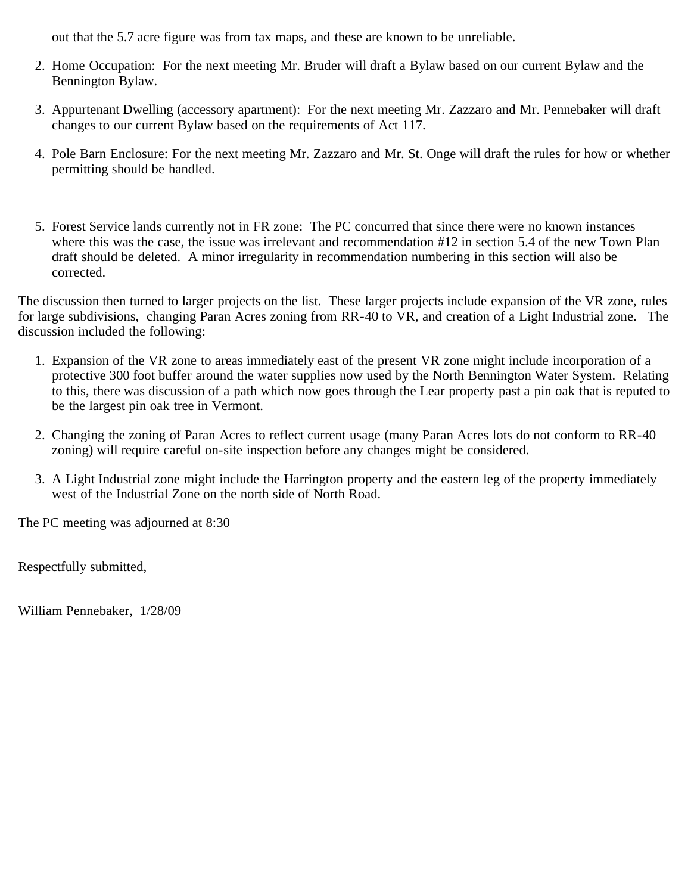out that the 5.7 acre figure was from tax maps, and these are known to be unreliable.

2. Home Occupation:  For the next meeting Mr. Bruder will draft a Bylaw based on our current Bylaw and the Bennington Bylaw.

3. Appurtenant Dwelling (accessory apartment):  For the next meeting Mr. Zazzaro and Mr. Pennebaker will draft changes to our current Bylaw based on the requirements of Act 117.

4. Pole Barn Enclosure: For the next meeting Mr. Zazzaro and Mr. St. Onge will draft the rules for how or whether permitting should be handled.

5. Forest Service lands currently not in FR zone:  The PC concurred that since there were no known instances where this was the case, the issue was irrelevant and recommendation #12 in section 5.4 of the new Town Plan draft should be deleted.  A minor irregularity in recommendation numbering in this section will also be corrected.

The discussion then turned to larger projects on the list.  These larger projects include expansion of the VR zone, rules for large subdivisions,  changing Paran Acres zoning from RR-40 to VR, and creation of a Light Industrial zone.   The discussion included the following:

1. Expansion of the VR zone to areas immediately east of the present VR zone might include incorporation of a protective 300 foot buffer around the water supplies now used by the North Bennington Water System.  Relating to this, there was discussion of a path which now goes through the Lear property past a pin oak that is reputed to be the largest pin oak tree in Vermont.

2. Changing the zoning of Paran Acres to reflect current usage (many Paran Acres lots do not conform to RR-40 zoning) will require careful on-site inspection before any changes might be considered.

3. A Light Industrial zone might include the Harrington property and the eastern leg of the property immediately west of the Industrial Zone on the north side of North Road.

The PC meeting was adjourned at 8:30

Respectfully submitted,

William Pennebaker,  1/28/09